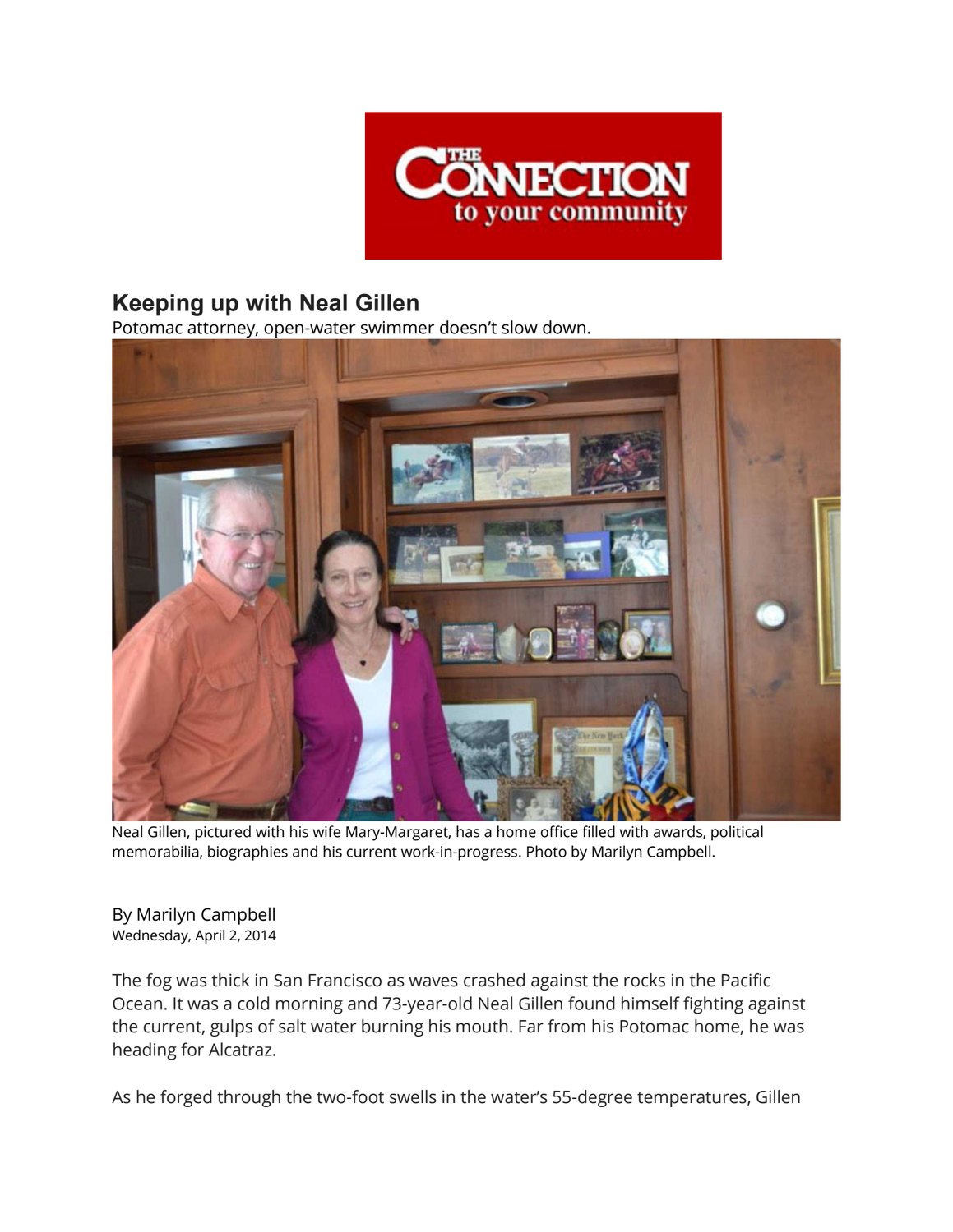# Keeping up with Neal Gillen

Potomac attorney, open-water swimmer doesn't slow down.

Neal Gillen, pictured with his wife Mary-Margaret, has a home office filled with awards, political memorabilia, biographies and his current work-in-progress. Photo by Marilyn Campbell.

By Marilyn Campbell
Wednesday, April 2, 2014

The fog was thick in San Francisco as waves crashed against the rocks in the Pacific Ocean. It was a cold morning and 73-year-old Neal Gillen found himself fighting against the current, gulps of salt water burning his mouth. Far from his Potomac home, he was heading for Alcatraz.

As he forged through the two-foot swells in the water's 55-degree temperatures, Gillen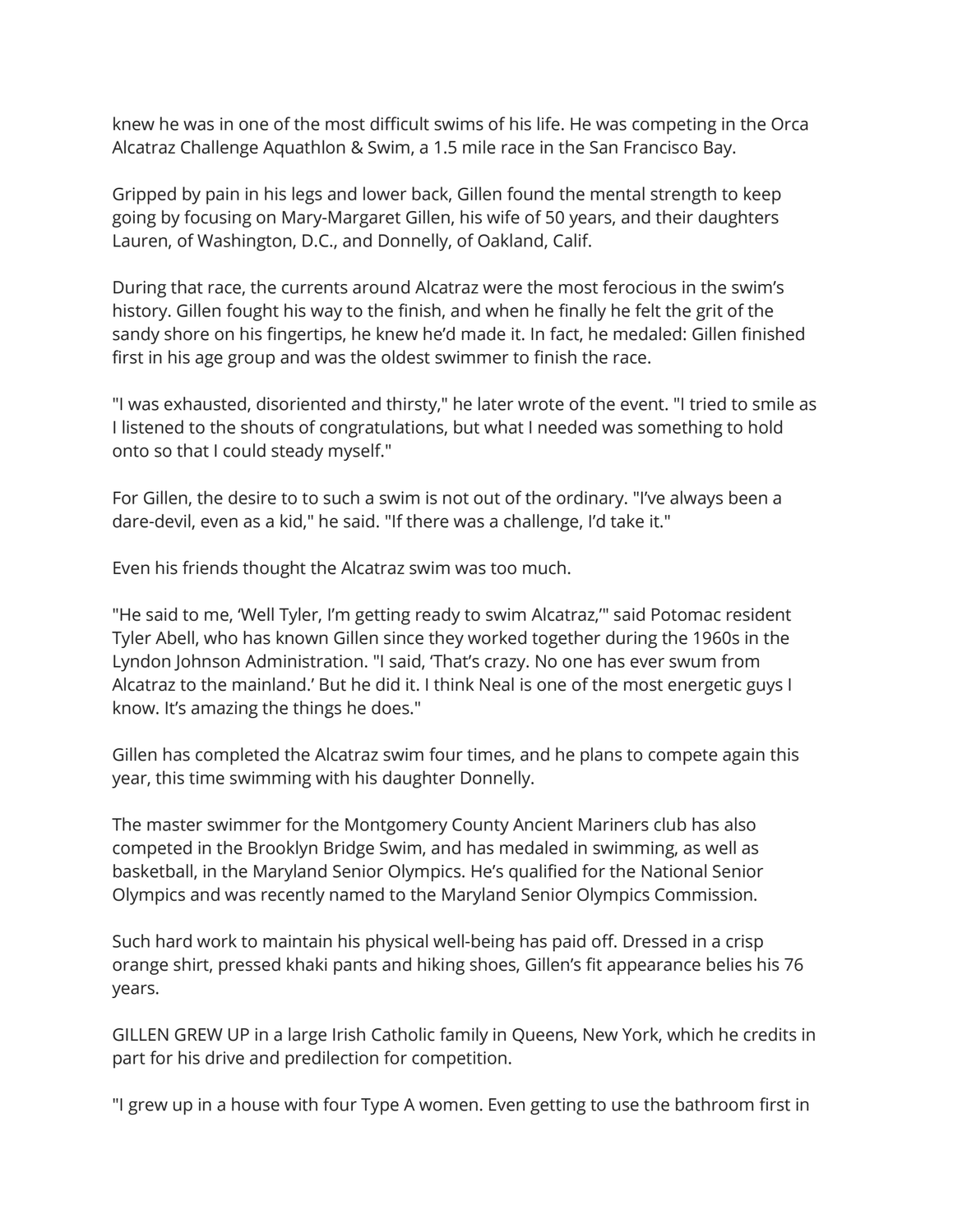knew he was in one of the most difficult swims of his life. He was competing in the Orca Alcatraz Challenge Aquathlon & Swim, a 1.5 mile race in the San Francisco Bay.

Gripped by pain in his legs and lower back, Gillen found the mental strength to keep going by focusing on Mary-Margaret Gillen, his wife of 50 years, and their daughters Lauren, of Washington, D.C., and Donnelly, of Oakland, Calif.

During that race, the currents around Alcatraz were the most ferocious in the swim's history. Gillen fought his way to the finish, and when he finally he felt the grit of the sandy shore on his fingertips, he knew he'd made it. In fact, he medaled: Gillen finished first in his age group and was the oldest swimmer to finish the race.

"I was exhausted, disoriented and thirsty," he later wrote of the event. "I tried to smile as I listened to the shouts of congratulations, but what I needed was something to hold onto so that I could steady myself."

For Gillen, the desire to to such a swim is not out of the ordinary. "I've always been a dare-devil, even as a kid," he said. "If there was a challenge, I'd take it."

Even his friends thought the Alcatraz swim was too much.

"He said to me, 'Well Tyler, I'm getting ready to swim Alcatraz,'" said Potomac resident Tyler Abell, who has known Gillen since they worked together during the 1960s in the Lyndon Johnson Administration. "I said, 'That's crazy. No one has ever swum from Alcatraz to the mainland.' But he did it. I think Neal is one of the most energetic guys I know. It's amazing the things he does."

Gillen has completed the Alcatraz swim four times, and he plans to compete again this year, this time swimming with his daughter Donnelly.

The master swimmer for the Montgomery County Ancient Mariners club has also competed in the Brooklyn Bridge Swim, and has medaled in swimming, as well as basketball, in the Maryland Senior Olympics. He's qualified for the National Senior Olympics and was recently named to the Maryland Senior Olympics Commission.

Such hard work to maintain his physical well-being has paid off. Dressed in a crisp orange shirt, pressed khaki pants and hiking shoes, Gillen's fit appearance belies his 76 years.

GILLEN GREW UP in a large Irish Catholic family in Queens, New York, which he credits in part for his drive and predilection for competition.

"I grew up in a house with four Type A women. Even getting to use the bathroom first in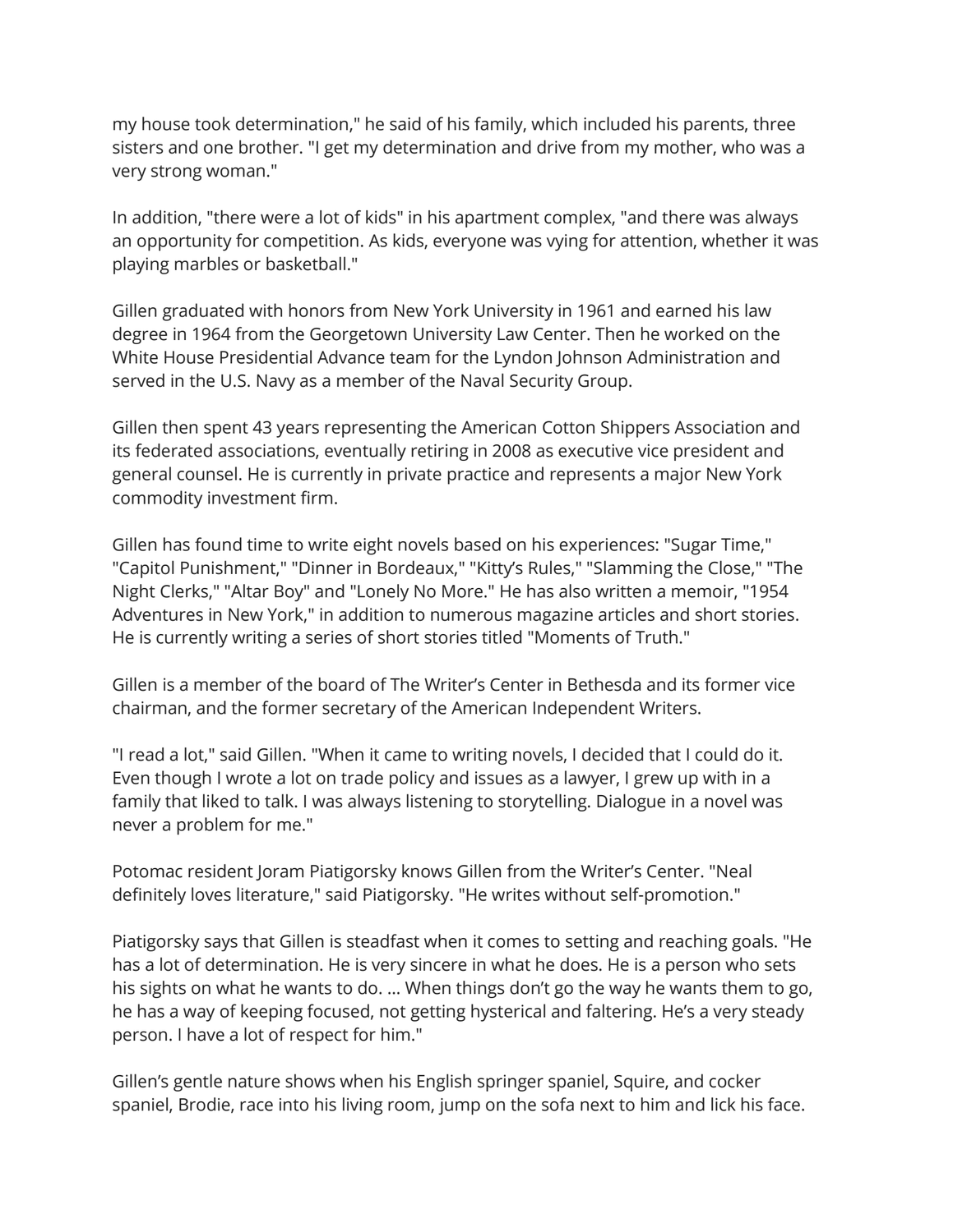my house took determination," he said of his family, which included his parents, three sisters and one brother. "I get my determination and drive from my mother, who was a very strong woman."

In addition, "there were a lot of kids" in his apartment complex, "and there was always an opportunity for competition. As kids, everyone was vying for attention, whether it was playing marbles or basketball."

Gillen graduated with honors from New York University in 1961 and earned his law degree in 1964 from the Georgetown University Law Center. Then he worked on the White House Presidential Advance team for the Lyndon Johnson Administration and served in the U.S. Navy as a member of the Naval Security Group.

Gillen then spent 43 years representing the American Cotton Shippers Association and its federated associations, eventually retiring in 2008 as executive vice president and general counsel. He is currently in private practice and represents a major New York commodity investment firm.

Gillen has found time to write eight novels based on his experiences: "Sugar Time," "Capitol Punishment," "Dinner in Bordeaux," "Kitty's Rules," "Slamming the Close," "The Night Clerks," "Altar Boy" and "Lonely No More." He has also written a memoir, "1954 Adventures in New York," in addition to numerous magazine articles and short stories. He is currently writing a series of short stories titled "Moments of Truth."

Gillen is a member of the board of The Writer's Center in Bethesda and its former vice chairman, and the former secretary of the American Independent Writers.

"I read a lot," said Gillen. "When it came to writing novels, I decided that I could do it. Even though I wrote a lot on trade policy and issues as a lawyer, I grew up with in a family that liked to talk. I was always listening to storytelling. Dialogue in a novel was never a problem for me."

Potomac resident Joram Piatigorsky knows Gillen from the Writer's Center. "Neal definitely loves literature," said Piatigorsky. "He writes without self-promotion."

Piatigorsky says that Gillen is steadfast when it comes to setting and reaching goals. "He has a lot of determination. He is very sincere in what he does. He is a person who sets his sights on what he wants to do. … When things don't go the way he wants them to go, he has a way of keeping focused, not getting hysterical and faltering. He's a very steady person. I have a lot of respect for him."

Gillen's gentle nature shows when his English springer spaniel, Squire, and cocker spaniel, Brodie, race into his living room, jump on the sofa next to him and lick his face.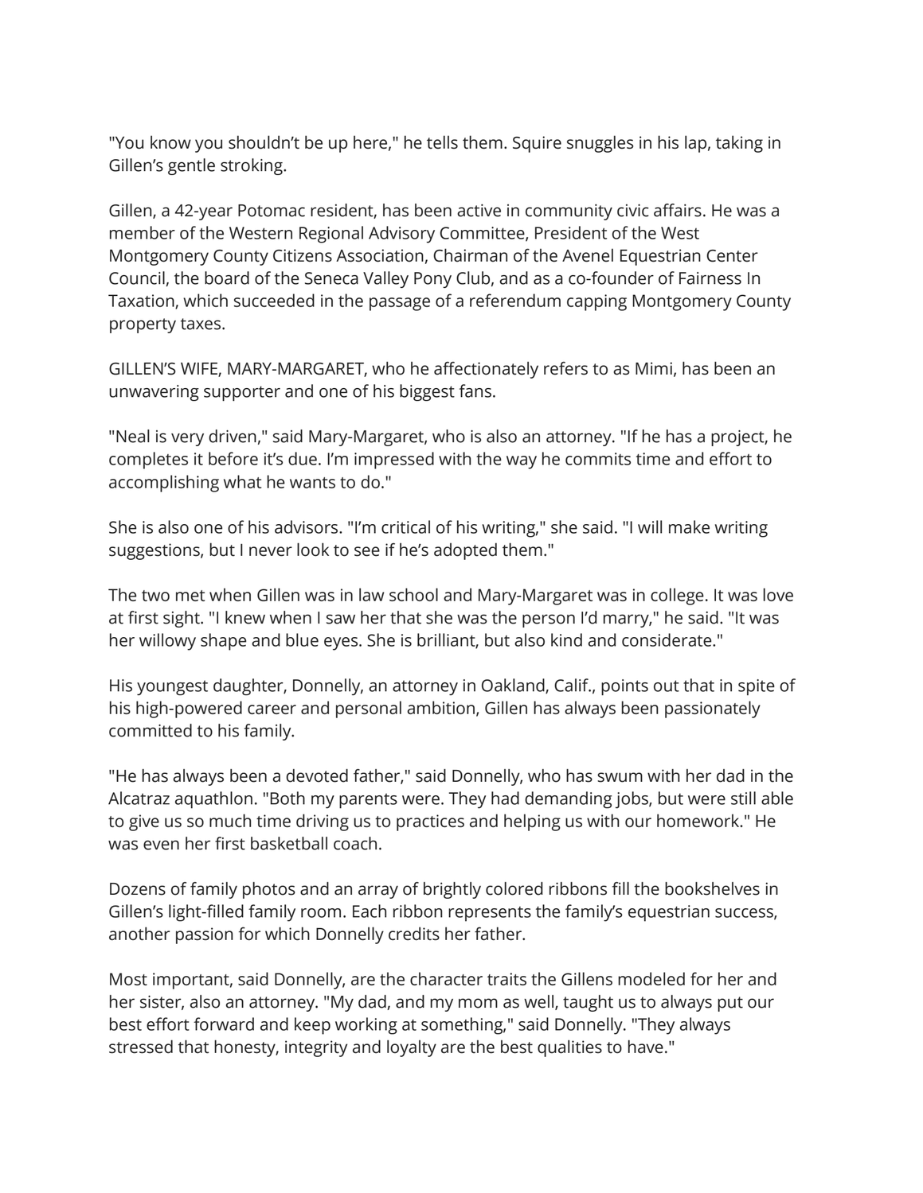"You know you shouldn't be up here," he tells them. Squire snuggles in his lap, taking in Gillen's gentle stroking.

Gillen, a 42-year Potomac resident, has been active in community civic affairs. He was a member of the Western Regional Advisory Committee, President of the West Montgomery County Citizens Association, Chairman of the Avenel Equestrian Center Council, the board of the Seneca Valley Pony Club, and as a co-founder of Fairness In Taxation, which succeeded in the passage of a referendum capping Montgomery County property taxes.

GILLEN'S WIFE, MARY-MARGARET, who he affectionately refers to as Mimi, has been an unwavering supporter and one of his biggest fans.

"Neal is very driven," said Mary-Margaret, who is also an attorney. "If he has a project, he completes it before it's due. I'm impressed with the way he commits time and effort to accomplishing what he wants to do."

She is also one of his advisors. "I'm critical of his writing," she said. "I will make writing suggestions, but I never look to see if he's adopted them."

The two met when Gillen was in law school and Mary-Margaret was in college. It was love at first sight. "I knew when I saw her that she was the person I'd marry," he said. "It was her willowy shape and blue eyes. She is brilliant, but also kind and considerate."

His youngest daughter, Donnelly, an attorney in Oakland, Calif., points out that in spite of his high-powered career and personal ambition, Gillen has always been passionately committed to his family.

"He has always been a devoted father," said Donnelly, who has swum with her dad in the Alcatraz aquathlon. "Both my parents were. They had demanding jobs, but were still able to give us so much time driving us to practices and helping us with our homework." He was even her first basketball coach.

Dozens of family photos and an array of brightly colored ribbons fill the bookshelves in Gillen's light-filled family room. Each ribbon represents the family's equestrian success, another passion for which Donnelly credits her father.

Most important, said Donnelly, are the character traits the Gillens modeled for her and her sister, also an attorney. "My dad, and my mom as well, taught us to always put our best effort forward and keep working at something," said Donnelly. "They always stressed that honesty, integrity and loyalty are the best qualities to have."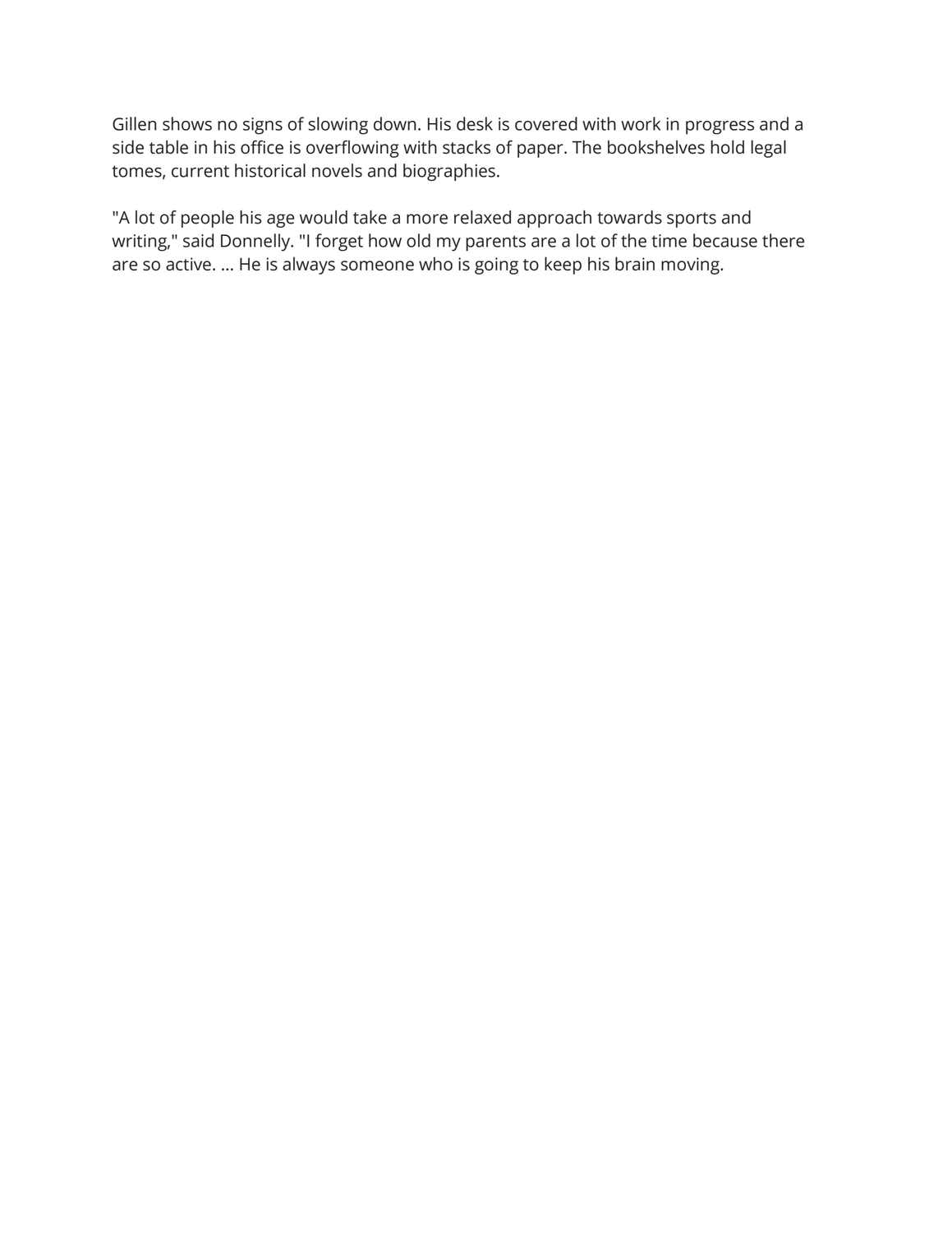Gillen shows no signs of slowing down. His desk is covered with work in progress and a side table in his office is overflowing with stacks of paper. The bookshelves hold legal tomes, current historical novels and biographies.

"A lot of people his age would take a more relaxed approach towards sports and writing," said Donnelly. "I forget how old my parents are a lot of the time because there are so active. ... He is always someone who is going to keep his brain moving.